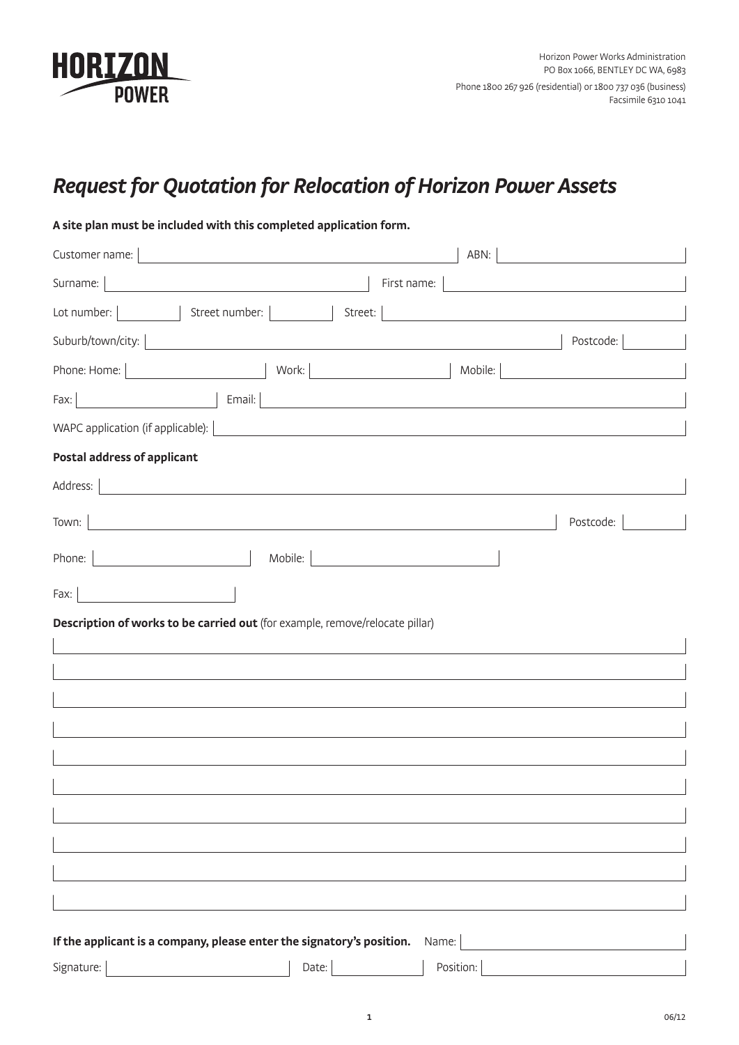HORIZON POWER

Horizon Power Works Administration
PO Box 1066, BENTLEY DC WA, 6983
Phone 1800 267 926 (residential) or 1800 737 036 (business)
Facsimile 6310 1041

# *Request for Quotation for Relocation of Horizon Power Assets*

**A site plan must be included with this completed application form.**

Customer name: ______________________ ABN: ______________________

Surname: ______________________ First name: ______________________

Lot number: __________ Street number: __________ Street: ______________________

Suburb/town/city: ______________________ Postcode: __________

Phone: Home: __________ Work: __________ Mobile: __________

Fax: __________ Email: ______________________

WAPC application (if applicable): ______________________

**Postal address of applicant**

Address: ______________________

Town: ______________________ Postcode: __________

Phone: __________ Mobile: __________

Fax: __________

**Description of works to be carried out** (for example, remove/relocate pillar)

______________________________________________

______________________________________________

______________________________________________

______________________________________________

______________________________________________

______________________________________________

______________________________________________

______________________________________________

______________________________________________

______________________________________________

**If the applicant is a company, please enter the signatory's position.** Name: ______________________

Signature: __________ Date: __________ Position: __________

06/12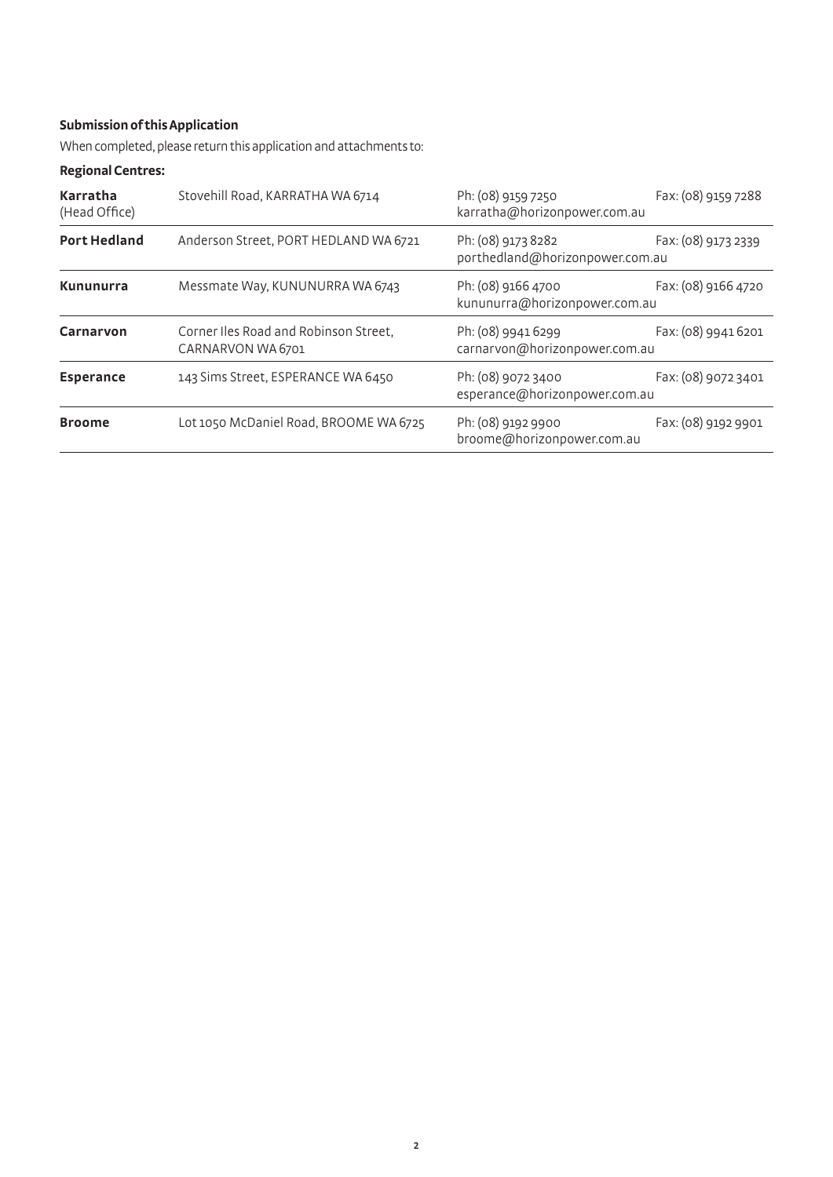**Submission of this Application**

When completed, please return this application and attachments to:

**Regional Centres:**

| | | | |
|---|---|---|---|
| **Karratha** (Head Office) | Stovehill Road, KARRATHA WA 6714 | Ph: (08) 9159 7250 karratha@horizonpower.com.au | Fax: (08) 9159 7288 |
| **Port Hedland** | Anderson Street, PORT HEDLAND WA 6721 | Ph: (08) 9173 8282 porthedland@horizonpower.com.au | Fax: (08) 9173 2339 |
| **Kununurra** | Messmate Way, KUNUNURRA WA 6743 | Ph: (08) 9166 4700 kununurra@horizonpower.com.au | Fax: (08) 9166 4720 |
| **Carnarvon** | Corner Iles Road and Robinson Street, CARNARVON WA 6701 | Ph: (08) 9941 6299 carnarvon@horizonpower.com.au | Fax: (08) 9941 6201 |
| **Esperance** | 143 Sims Street, ESPERANCE WA 6450 | Ph: (08) 9072 3400 esperance@horizonpower.com.au | Fax: (08) 9072 3401 |
| **Broome** | Lot 1050 McDaniel Road, BROOME WA 6725 | Ph: (08) 9192 9900 broome@horizonpower.com.au | Fax: (08) 9192 9901 |